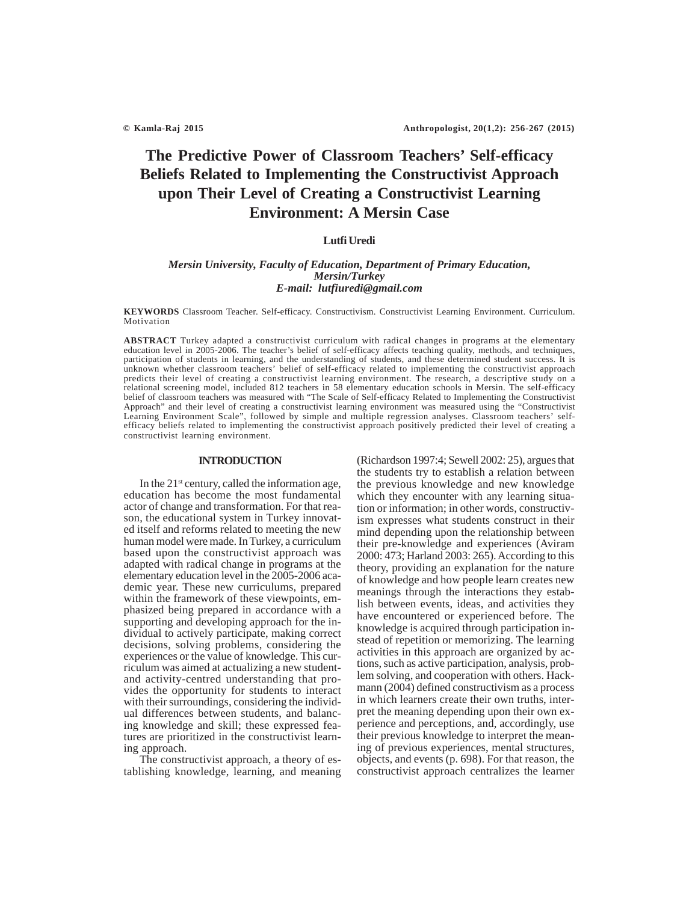# The Predictive Power of Classroom Teachers' Self-efficacy Beliefs Related to Implementing the Constructivist Approach upon Their Level of Creating a Constructivist Learning Environment: A Mersin Case

**Lutfi Uredi**

*Mersin University, Faculty of Education, Department of Primary Education, Mersin/Turkey*
*E-mail: lutfiuredi@gmail.com*

**KEYWORDS** Classroom Teacher. Self-efficacy. Constructivism. Constructivist Learning Environment. Curriculum. Motivation

**ABSTRACT** Turkey adapted a constructivist curriculum with radical changes in programs at the elementary education level in 2005-2006. The teacher's belief of self-efficacy affects teaching quality, methods, and techniques, participation of students in learning, and the understanding of students, and these determined student success. It is unknown whether classroom teachers' belief of self-efficacy related to implementing the constructivist approach predicts their level of creating a constructivist learning environment. The research, a descriptive study on a relational screening model, included 812 teachers in 58 elementary education schools in Mersin. The self-efficacy belief of classroom teachers was measured with "The Scale of Self-efficacy Related to Implementing the Constructivist Approach" and their level of creating a constructivist learning environment was measured using the "Constructivist Learning Environment Scale", followed by simple and multiple regression analyses. Classroom teachers' self-efficacy beliefs related to implementing the constructivist approach positively predicted their level of creating a constructivist learning environment.

## INTRODUCTION

In the 21st century, called the information age, education has become the most fundamental actor of change and transformation. For that reason, the educational system in Turkey innovated itself and reforms related to meeting the new human model were made. In Turkey, a curriculum based upon the constructivist approach was adapted with radical change in programs at the elementary education level in the 2005-2006 academic year. These new curriculums, prepared within the framework of these viewpoints, emphasized being prepared in accordance with a supporting and developing approach for the individual to actively participate, making correct decisions, solving problems, considering the experiences or the value of knowledge. This curriculum was aimed at actualizing a new student- and activity-centred understanding that provides the opportunity for students to interact with their surroundings, considering the individual differences between students, and balancing knowledge and skill; these expressed features are prioritized in the constructivist learning approach.

The constructivist approach, a theory of establishing knowledge, learning, and meaning (Richardson 1997:4; Sewell 2002: 25), argues that the students try to establish a relation between the previous knowledge and new knowledge which they encounter with any learning situation or information; in other words, constructivism expresses what students construct in their mind depending upon the relationship between their pre-knowledge and experiences (Aviram 2000: 473; Harland 2003: 265). According to this theory, providing an explanation for the nature of knowledge and how people learn creates new meanings through the interactions they establish between events, ideas, and activities they have encountered or experienced before. The knowledge is acquired through participation instead of repetition or memorizing. The learning activities in this approach are organized by actions, such as active participation, analysis, problem solving, and cooperation with others. Hackmann (2004) defined constructivism as a process in which learners create their own truths, interpret the meaning depending upon their own experience and perceptions, and, accordingly, use their previous knowledge to interpret the meaning of previous experiences, mental structures, objects, and events (p. 698). For that reason, the constructivist approach centralizes the learner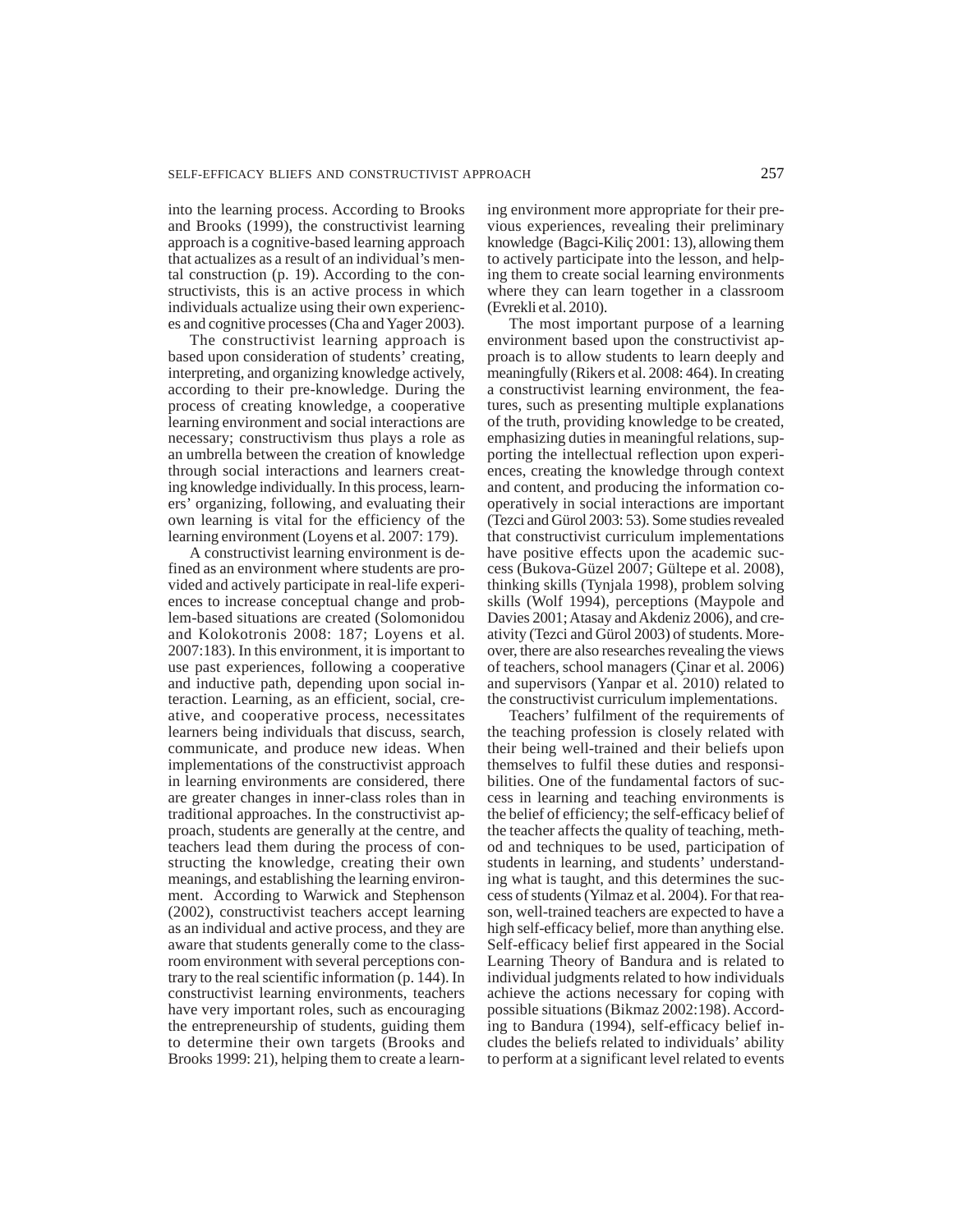into the learning process. According to Brooks and Brooks (1999), the constructivist learning approach is a cognitive-based learning approach that actualizes as a result of an individual's mental construction (p. 19). According to the constructivists, this is an active process in which individuals actualize using their own experiences and cognitive processes (Cha and Yager 2003).

The constructivist learning approach is based upon consideration of students' creating, interpreting, and organizing knowledge actively, according to their pre-knowledge. During the process of creating knowledge, a cooperative learning environment and social interactions are necessary; constructivism thus plays a role as an umbrella between the creation of knowledge through social interactions and learners creating knowledge individually. In this process, learners' organizing, following, and evaluating their own learning is vital for the efficiency of the learning environment (Loyens et al. 2007: 179).

A constructivist learning environment is defined as an environment where students are provided and actively participate in real-life experiences to increase conceptual change and problem-based situations are created (Solomonidou and Kolokotronis 2008: 187; Loyens et al. 2007:183). In this environment, it is important to use past experiences, following a cooperative and inductive path, depending upon social interaction. Learning, as an efficient, social, creative, and cooperative process, necessitates learners being individuals that discuss, search, communicate, and produce new ideas. When implementations of the constructivist approach in learning environments are considered, there are greater changes in inner-class roles than in traditional approaches. In the constructivist approach, students are generally at the centre, and teachers lead them during the process of constructing the knowledge, creating their own meanings, and establishing the learning environment. According to Warwick and Stephenson (2002), constructivist teachers accept learning as an individual and active process, and they are aware that students generally come to the classroom environment with several perceptions contrary to the real scientific information (p. 144). In constructivist learning environments, teachers have very important roles, such as encouraging the entrepreneurship of students, guiding them to determine their own targets (Brooks and Brooks 1999: 21), helping them to create a learning environment more appropriate for their previous experiences, revealing their preliminary knowledge (Bagci-Kiliç 2001: 13), allowing them to actively participate into the lesson, and helping them to create social learning environments where they can learn together in a classroom (Evrekli et al. 2010).

The most important purpose of a learning environment based upon the constructivist approach is to allow students to learn deeply and meaningfully (Rikers et al. 2008: 464). In creating a constructivist learning environment, the features, such as presenting multiple explanations of the truth, providing knowledge to be created, emphasizing duties in meaningful relations, supporting the intellectual reflection upon experiences, creating the knowledge through context and content, and producing the information cooperatively in social interactions are important (Tezci and Gürol 2003: 53). Some studies revealed that constructivist curriculum implementations have positive effects upon the academic success (Bukova-Güzel 2007; Gültepe et al. 2008), thinking skills (Tynjala 1998), problem solving skills (Wolf 1994), perceptions (Maypole and Davies 2001; Atasay and Akdeniz 2006), and creativity (Tezci and Gürol 2003) of students. Moreover, there are also researches revealing the views of teachers, school managers (Çinar et al. 2006) and supervisors (Yanpar et al. 2010) related to the constructivist curriculum implementations.

Teachers' fulfilment of the requirements of the teaching profession is closely related with their being well-trained and their beliefs upon themselves to fulfil these duties and responsibilities. One of the fundamental factors of success in learning and teaching environments is the belief of efficiency; the self-efficacy belief of the teacher affects the quality of teaching, method and techniques to be used, participation of students in learning, and students' understanding what is taught, and this determines the success of students (Yilmaz et al. 2004). For that reason, well-trained teachers are expected to have a high self-efficacy belief, more than anything else. Self-efficacy belief first appeared in the Social Learning Theory of Bandura and is related to individual judgments related to how individuals achieve the actions necessary for coping with possible situations (Bikmaz 2002:198). According to Bandura (1994), self-efficacy belief includes the beliefs related to individuals' ability to perform at a significant level related to events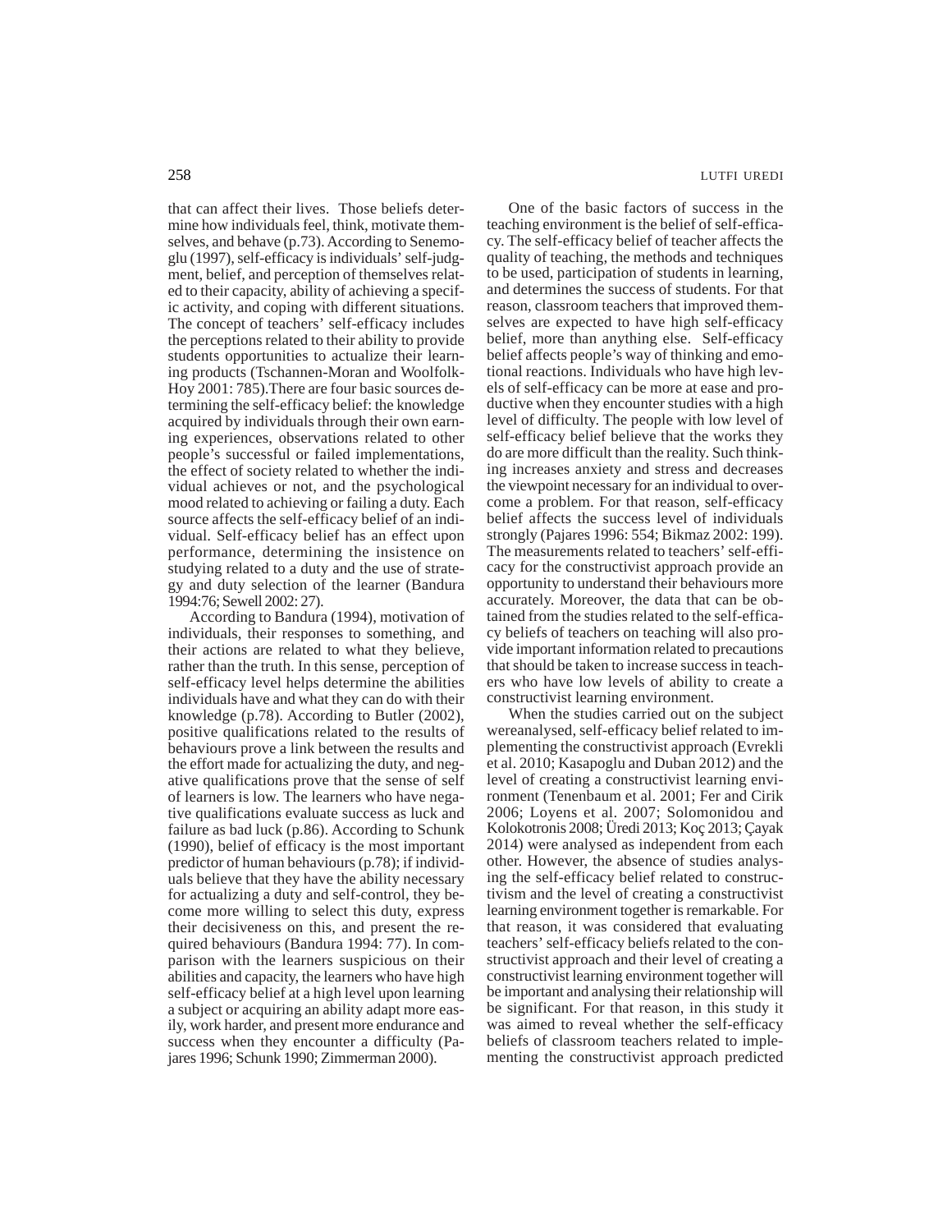that can affect their lives. Those beliefs determine how individuals feel, think, motivate themselves, and behave (p.73). According to Senemoglu (1997), self-efficacy is individuals' self-judgment, belief, and perception of themselves related to their capacity, ability of achieving a specific activity, and coping with different situations. The concept of teachers' self-efficacy includes the perceptions related to their ability to provide students opportunities to actualize their learning products (Tschannen-Moran and Woolfolk-Hoy 2001: 785).There are four basic sources determining the self-efficacy belief: the knowledge acquired by individuals through their own earning experiences, observations related to other people's successful or failed implementations, the effect of society related to whether the individual achieves or not, and the psychological mood related to achieving or failing a duty. Each source affects the self-efficacy belief of an individual. Self-efficacy belief has an effect upon performance, determining the insistence on studying related to a duty and the use of strategy and duty selection of the learner (Bandura 1994:76; Sewell 2002: 27).

According to Bandura (1994), motivation of individuals, their responses to something, and their actions are related to what they believe, rather than the truth. In this sense, perception of self-efficacy level helps determine the abilities individuals have and what they can do with their knowledge (p.78). According to Butler (2002), positive qualifications related to the results of behaviours prove a link between the results and the effort made for actualizing the duty, and negative qualifications prove that the sense of self of learners is low. The learners who have negative qualifications evaluate success as luck and failure as bad luck (p.86). According to Schunk (1990), belief of efficacy is the most important predictor of human behaviours (p.78); if individuals believe that they have the ability necessary for actualizing a duty and self-control, they become more willing to select this duty, express their decisiveness on this, and present the required behaviours (Bandura 1994: 77). In comparison with the learners suspicious on their abilities and capacity, the learners who have high self-efficacy belief at a high level upon learning a subject or acquiring an ability adapt more easily, work harder, and present more endurance and success when they encounter a difficulty (Pajares 1996; Schunk 1990; Zimmerman 2000).

One of the basic factors of success in the teaching environment is the belief of self-efficacy. The self-efficacy belief of teacher affects the quality of teaching, the methods and techniques to be used, participation of students in learning, and determines the success of students. For that reason, classroom teachers that improved themselves are expected to have high self-efficacy belief, more than anything else. Self-efficacy belief affects people's way of thinking and emotional reactions. Individuals who have high levels of self-efficacy can be more at ease and productive when they encounter studies with a high level of difficulty. The people with low level of self-efficacy belief believe that the works they do are more difficult than the reality. Such thinking increases anxiety and stress and decreases the viewpoint necessary for an individual to overcome a problem. For that reason, self-efficacy belief affects the success level of individuals strongly (Pajares 1996: 554; Bikmaz 2002: 199). The measurements related to teachers' self-efficacy for the constructivist approach provide an opportunity to understand their behaviours more accurately. Moreover, the data that can be obtained from the studies related to the self-efficacy beliefs of teachers on teaching will also provide important information related to precautions that should be taken to increase success in teachers who have low levels of ability to create a constructivist learning environment.

When the studies carried out on the subject wereanalysed, self-efficacy belief related to implementing the constructivist approach (Evrekli et al. 2010; Kasapoglu and Duban 2012) and the level of creating a constructivist learning environment (Tenenbaum et al. 2001; Fer and Cirik 2006; Loyens et al. 2007; Solomonidou and Kolokotronis 2008; Üredi 2013; Koç 2013; Çayak 2014) were analysed as independent from each other. However, the absence of studies analysing the self-efficacy belief related to constructivism and the level of creating a constructivist learning environment together is remarkable. For that reason, it was considered that evaluating teachers' self-efficacy beliefs related to the constructivist approach and their level of creating a constructivist learning environment together will be important and analysing their relationship will be significant. For that reason, in this study it was aimed to reveal whether the self-efficacy beliefs of classroom teachers related to implementing the constructivist approach predicted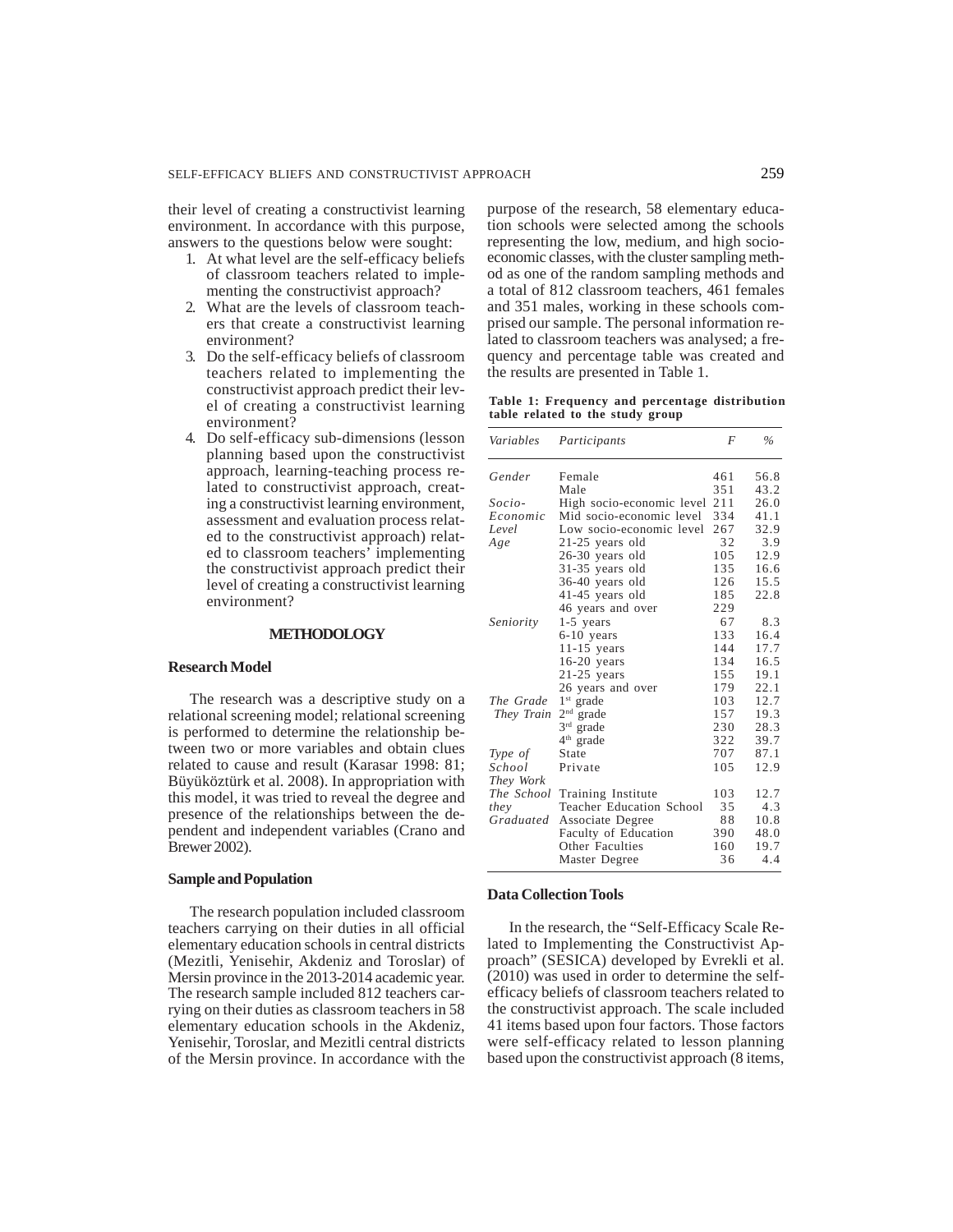their level of creating a constructivist learning environment. In accordance with this purpose, answers to the questions below were sought:

1. At what level are the self-efficacy beliefs of classroom teachers related to implementing the constructivist approach?
2. What are the levels of classroom teachers that create a constructivist learning environment?
3. Do the self-efficacy beliefs of classroom teachers related to implementing the constructivist approach predict their level of creating a constructivist learning environment?
4. Do self-efficacy sub-dimensions (lesson planning based upon the constructivist approach, learning-teaching process related to constructivist approach, creating a constructivist learning environment, assessment and evaluation process related to the constructivist approach) related to classroom teachers' implementing the constructivist approach predict their level of creating a constructivist learning environment?

## METHODOLOGY

### Research Model

The research was a descriptive study on a relational screening model; relational screening is performed to determine the relationship between two or more variables and obtain clues related to cause and result (Karasar 1998: 81; Büyüköztürk et al. 2008). In appropriation with this model, it was tried to reveal the degree and presence of the relationships between the dependent and independent variables (Crano and Brewer 2002).

### Sample and Population

The research population included classroom teachers carrying on their duties in all official elementary education schools in central districts (Mezitli, Yenisehir, Akdeniz and Toroslar) of Mersin province in the 2013-2014 academic year. The research sample included 812 teachers carrying on their duties as classroom teachers in 58 elementary education schools in the Akdeniz, Yenisehir, Toroslar, and Mezitli central districts of the Mersin province. In accordance with the purpose of the research, 58 elementary education schools were selected among the schools representing the low, medium, and high socio-economic classes, with the cluster sampling method as one of the random sampling methods and a total of 812 classroom teachers, 461 females and 351 males, working in these schools comprised our sample. The personal information related to classroom teachers was analysed; a frequency and percentage table was created and the results are presented in Table 1.

**Table 1: Frequency and percentage distribution table related to the study group**

| *Variables* | *Participants* | *F* | *%* |
|---|---|---|---|
| *Gender* | Female | 461 | 56.8 |
| | Male | 351 | 43.2 |
| *Socio-Economic Level* | High socio-economic level | 211 | 26.0 |
| | Mid socio-economic level | 334 | 41.1 |
| | Low socio-economic level | 267 | 32.9 |
| *Age* | 21-25 years old | 32 | 3.9 |
| | 26-30 years old | 105 | 12.9 |
| | 31-35 years old | 135 | 16.6 |
| | 36-40 years old | 126 | 15.5 |
| | 41-45 years old | 185 | 22.8 |
| | 46 years and over | 229 | |
| *Seniority* | 1-5 years | 67 | 8.3 |
| | 6-10 years | 133 | 16.4 |
| | 11-15 years | 144 | 17.7 |
| | 16-20 years | 134 | 16.5 |
| | 21-25 years | 155 | 19.1 |
| | 26 years and over | 179 | 22.1 |
| *The Grade They Train* | 1st grade | 103 | 12.7 |
| | 2nd grade | 157 | 19.3 |
| | 3rd grade | 230 | 28.3 |
| | 4th grade | 322 | 39.7 |
| *Type of School They Work* | State | 707 | 87.1 |
| | Private | 105 | 12.9 |
| *The School they Graduated* | Training Institute | 103 | 12.7 |
| | Teacher Education School | 35 | 4.3 |
| | Associate Degree | 88 | 10.8 |
| | Faculty of Education | 390 | 48.0 |
| | Other Faculties | 160 | 19.7 |
| | Master Degree | 36 | 4.4 |

### Data Collection Tools

In the research, the "Self-Efficacy Scale Related to Implementing the Constructivist Approach" (SESICA) developed by Evrekli et al. (2010) was used in order to determine the self-efficacy beliefs of classroom teachers related to the constructivist approach. The scale included 41 items based upon four factors. Those factors were self-efficacy related to lesson planning based upon the constructivist approach (8 items,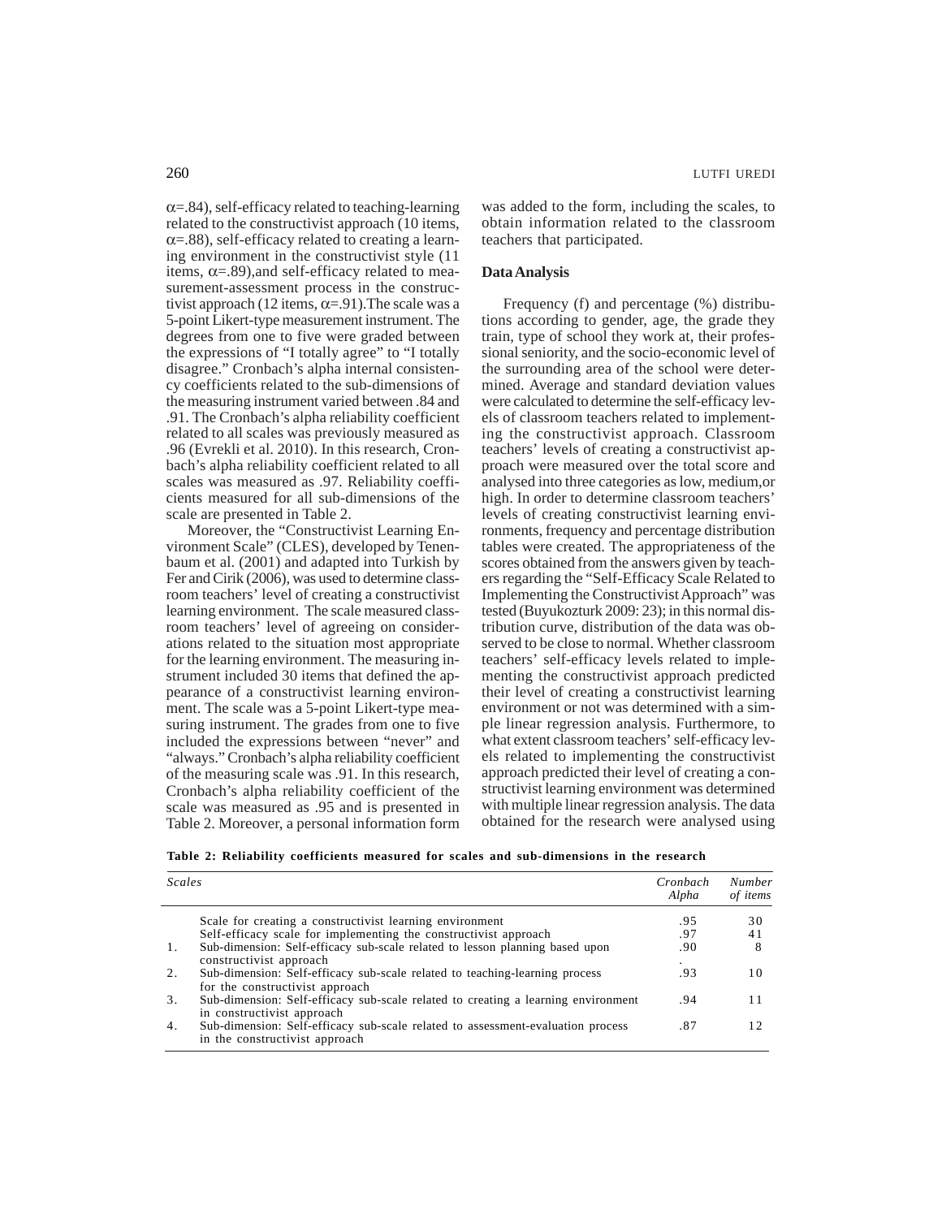$\alpha$=.84), self-efficacy related to teaching-learning related to the constructivist approach (10 items, $\alpha$=.88), self-efficacy related to creating a learning environment in the constructivist style (11 items, $\alpha$=.89),and self-efficacy related to measurement-assessment process in the constructivist approach (12 items, $\alpha$=.91).The scale was a 5-point Likert-type measurement instrument. The degrees from one to five were graded between the expressions of "I totally agree" to "I totally disagree." Cronbach's alpha internal consistency coefficients related to the sub-dimensions of the measuring instrument varied between .84 and .91. The Cronbach's alpha reliability coefficient related to all scales was previously measured as .96 (Evrekli et al. 2010). In this research, Cronbach's alpha reliability coefficient related to all scales was measured as .97. Reliability coefficients measured for all sub-dimensions of the scale are presented in Table 2.

Moreover, the "Constructivist Learning Environment Scale" (CLES), developed by Tenenbaum et al. (2001) and adapted into Turkish by Fer and Cirik (2006), was used to determine classroom teachers' level of creating a constructivist learning environment. The scale measured classroom teachers' level of agreeing on considerations related to the situation most appropriate for the learning environment. The measuring instrument included 30 items that defined the appearance of a constructivist learning environment. The scale was a 5-point Likert-type measuring instrument. The grades from one to five included the expressions between "never" and "always." Cronbach's alpha reliability coefficient of the measuring scale was .91. In this research, Cronbach's alpha reliability coefficient of the scale was measured as .95 and is presented in Table 2. Moreover, a personal information form was added to the form, including the scales, to obtain information related to the classroom teachers that participated.

### Data Analysis

Frequency (f) and percentage (%) distributions according to gender, age, the grade they train, type of school they work at, their professional seniority, and the socio-economic level of the surrounding area of the school were determined. Average and standard deviation values were calculated to determine the self-efficacy levels of classroom teachers related to implementing the constructivist approach. Classroom teachers' levels of creating a constructivist approach were measured over the total score and analysed into three categories as low, medium,or high. In order to determine classroom teachers' levels of creating constructivist learning environments, frequency and percentage distribution tables were created. The appropriateness of the scores obtained from the answers given by teachers regarding the "Self-Efficacy Scale Related to Implementing the Constructivist Approach" was tested (Buyukozturk 2009: 23); in this normal distribution curve, distribution of the data was observed to be close to normal. Whether classroom teachers' self-efficacy levels related to implementing the constructivist approach predicted their level of creating a constructivist learning environment or not was determined with a simple linear regression analysis. Furthermore, to what extent classroom teachers' self-efficacy levels related to implementing the constructivist approach predicted their level of creating a constructivist learning environment was determined with multiple linear regression analysis. The data obtained for the research were analysed using

**Table 2: Reliability coefficients measured for scales and sub-dimensions in the research**

| | *Scales* | *Cronbach Alpha* | *Number of items* |
|---|---|---|---|
| | Scale for creating a constructivist learning environment | .95 | 30 |
| | Self-efficacy scale for implementing the constructivist approach | .97 | 41 |
| 1. | Sub-dimension: Self-efficacy sub-scale related to lesson planning based upon constructivist approach | .90 | 8 |
| 2. | Sub-dimension: Self-efficacy sub-scale related to teaching-learning process for the constructivist approach | .93 | 10 |
| 3. | Sub-dimension: Self-efficacy sub-scale related to creating a learning environment in constructivist approach | .94 | 11 |
| 4. | Sub-dimension: Self-efficacy sub-scale related to assessment-evaluation process in the constructivist approach | .87 | 12 |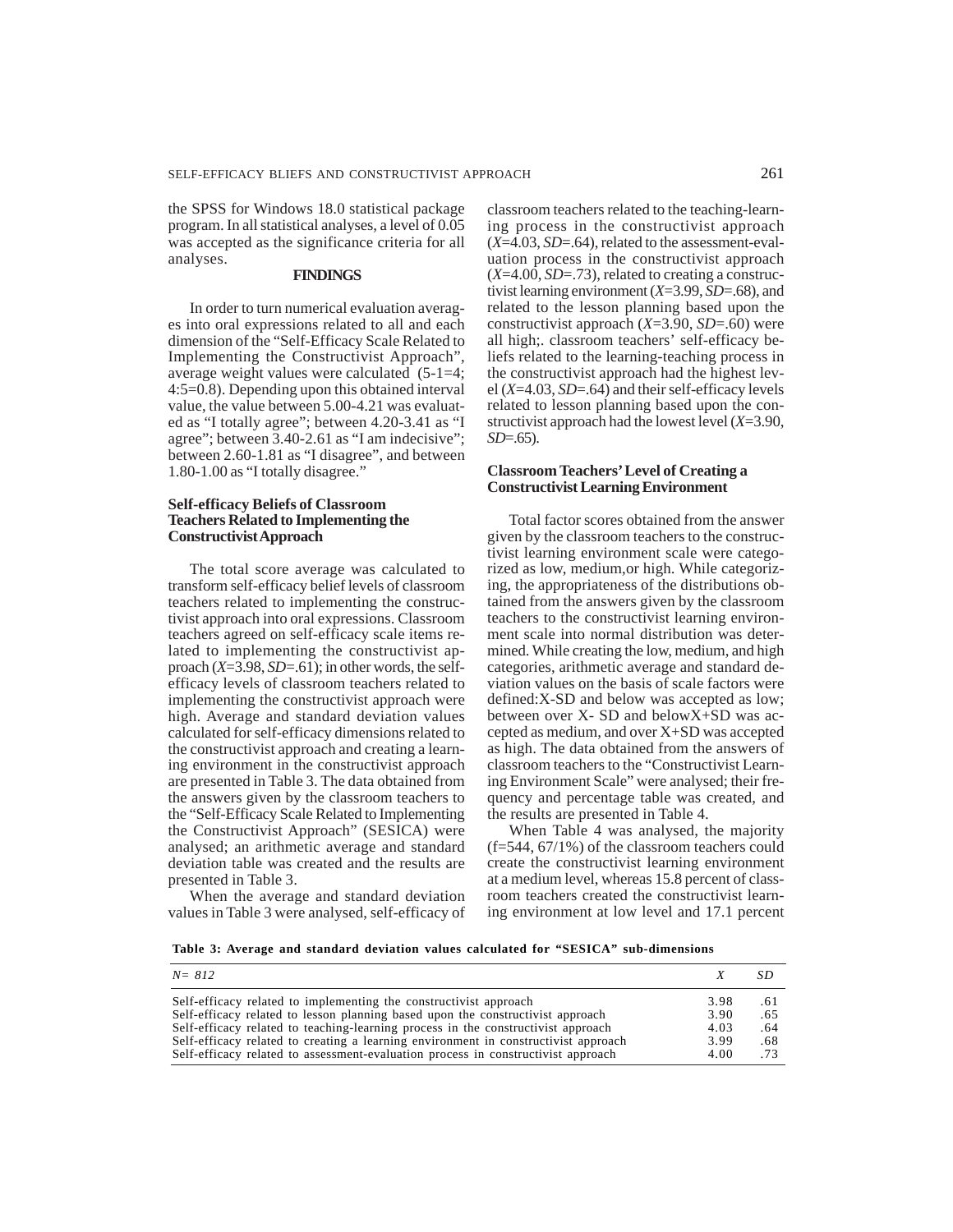the SPSS for Windows 18.0 statistical package program. In all statistical analyses, a level of 0.05 was accepted as the significance criteria for all analyses.

## FINDINGS

In order to turn numerical evaluation averages into oral expressions related to all and each dimension of the "Self-Efficacy Scale Related to Implementing the Constructivist Approach", average weight values were calculated (5-1=4; 4:5=0.8). Depending upon this obtained interval value, the value between 5.00-4.21 was evaluated as "I totally agree"; between 4.20-3.41 as "I agree"; between 3.40-2.61 as "I am indecisive"; between 2.60-1.81 as "I disagree", and between 1.80-1.00 as "I totally disagree."

### Self-efficacy Beliefs of Classroom Teachers Related to Implementing the Constructivist Approach

The total score average was calculated to transform self-efficacy belief levels of classroom teachers related to implementing the constructivist approach into oral expressions. Classroom teachers agreed on self-efficacy scale items related to implementing the constructivist approach (*X*=3.98, *SD*=.61); in other words, the self-efficacy levels of classroom teachers related to implementing the constructivist approach were high. Average and standard deviation values calculated for self-efficacy dimensions related to the constructivist approach and creating a learning environment in the constructivist approach are presented in Table 3. The data obtained from the answers given by the classroom teachers to the "Self-Efficacy Scale Related to Implementing the Constructivist Approach" (SESICA) were analysed; an arithmetic average and standard deviation table was created and the results are presented in Table 3.

When the average and standard deviation values in Table 3 were analysed, self-efficacy of classroom teachers related to the teaching-learning process in the constructivist approach (*X*=4.03, *SD*=.64), related to the assessment-evaluation process in the constructivist approach (*X*=4.00, *SD*=.73), related to creating a constructivist learning environment (*X*=3.99, *SD*=.68), and related to the lesson planning based upon the constructivist approach (*X*=3.90, *SD*=.60) were all high;. classroom teachers' self-efficacy beliefs related to the learning-teaching process in the constructivist approach had the highest level (*X*=4.03, *SD*=.64) and their self-efficacy levels related to lesson planning based upon the constructivist approach had the lowest level (*X*=3.90, *SD*=.65).

### Classroom Teachers' Level of Creating a Constructivist Learning Environment

Total factor scores obtained from the answer given by the classroom teachers to the constructivist learning environment scale were categorized as low, medium,or high. While categorizing, the appropriateness of the distributions obtained from the answers given by the classroom teachers to the constructivist learning environment scale into normal distribution was determined. While creating the low, medium, and high categories, arithmetic average and standard deviation values on the basis of scale factors were defined:X-SD and below was accepted as low; between over X- SD and belowX+SD was accepted as medium, and over X+SD was accepted as high. The data obtained from the answers of classroom teachers to the "Constructivist Learning Environment Scale" were analysed; their frequency and percentage table was created, and the results are presented in Table 4.

When Table 4 was analysed, the majority (f=544, 67/1%) of the classroom teachers could create the constructivist learning environment at a medium level, whereas 15.8 percent of classroom teachers created the constructivist learning environment at low level and 17.1 percent

**Table 3: Average and standard deviation values calculated for "SESICA" sub-dimensions**

| *N= 812* | *X* | *SD* |
|---|---|---|
| Self-efficacy related to implementing the constructivist approach | 3.98 | .61 |
| Self-efficacy related to lesson planning based upon the constructivist approach | 3.90 | .65 |
| Self-efficacy related to teaching-learning process in the constructivist approach | 4.03 | .64 |
| Self-efficacy related to creating a learning environment in constructivist approach | 3.99 | .68 |
| Self-efficacy related to assessment-evaluation process in constructivist approach | 4.00 | .73 |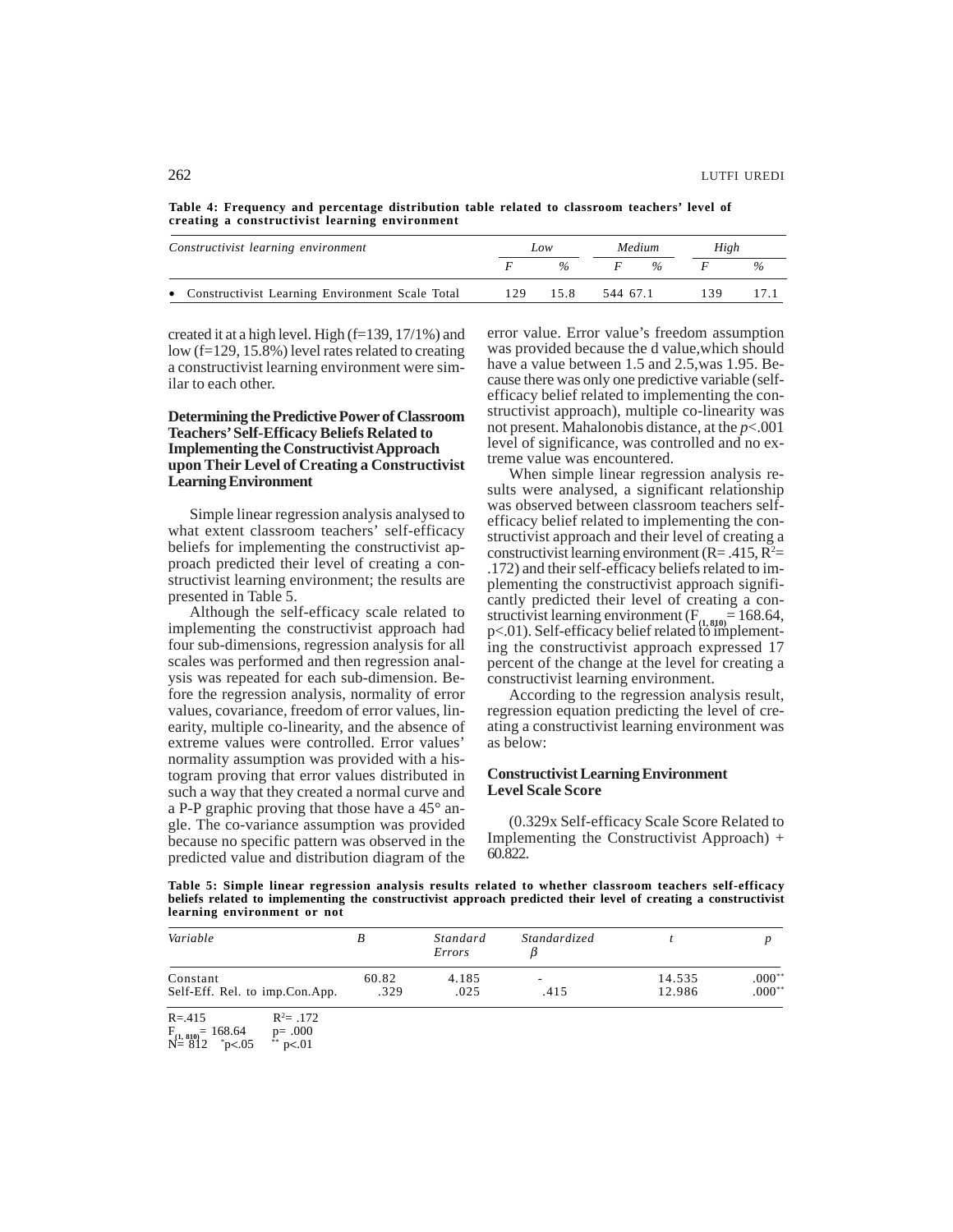**Table 4: Frequency and percentage distribution table related to classroom teachers' level of creating a constructivist learning environment**

| *Constructivist learning environment* | *Low* | | *Medium* | | *High* | |
|---|---|---|---|---|---|---|
| | *F* | *%* | *F* | *%* | *F* | *%* |
| • Constructivist Learning Environment Scale Total | 129 | 15.8 | 544 | 67.1 | 139 | 17.1 |

created it at a high level. High (f=139, 17/1%) and low (f=129, 15.8%) level rates related to creating a constructivist learning environment were similar to each other.

### Determining the Predictive Power of Classroom Teachers' Self-Efficacy Beliefs Related to Implementing the Constructivist Approach upon Their Level of Creating a Constructivist Learning Environment

Simple linear regression analysis analysed to what extent classroom teachers' self-efficacy beliefs for implementing the constructivist approach predicted their level of creating a constructivist learning environment; the results are presented in Table 5.

Although the self-efficacy scale related to implementing the constructivist approach had four sub-dimensions, regression analysis for all scales was performed and then regression analysis was repeated for each sub-dimension. Before the regression analysis, normality of error values, covariance, freedom of error values, linearity, multiple co-linearity, and the absence of extreme values were controlled. Error values' normality assumption was provided with a histogram proving that error values distributed in such a way that they created a normal curve and a P-P graphic proving that those have a 45° angle. The co-variance assumption was provided because no specific pattern was observed in the predicted value and distribution diagram of the error value. Error value's freedom assumption was provided because the d value,which should have a value between 1.5 and 2.5,was 1.95. Because there was only one predictive variable (self-efficacy belief related to implementing the constructivist approach), multiple co-linearity was not present. Mahalonobis distance, at the $p<.001$ level of significance, was controlled and no extreme value was encountered.

When simple linear regression analysis results were analysed, a significant relationship was observed between classroom teachers self-efficacy belief related to implementing the constructivist approach and their level of creating a constructivist learning environment ($R= .415$, $R^2= .172$) and their self-efficacy beliefs related to implementing the constructivist approach significantly predicted their level of creating a constructivist learning environment ($F_{(1, 810)} = 168.64$, $p<.01$). Self-efficacy belief related to implementing the constructivist approach expressed 17 percent of the change at the level for creating a constructivist learning environment.

According to the regression analysis result, regression equation predicting the level of creating a constructivist learning environment was as below:

**Constructivist Learning Environment Level Scale Score**

(0.329x Self-efficacy Scale Score Related to Implementing the Constructivist Approach) + 60.822.

**Table 5: Simple linear regression analysis results related to whether classroom teachers self-efficacy beliefs related to implementing the constructivist approach predicted their level of creating a constructivist learning environment or not**

| *Variable* | *B* | *Standard Errors* | *Standardized* $\beta$ | *t* | *p* |
|---|---|---|---|---|---|
| Constant | 60.82 | 4.185 | - | 14.535 | .000** |
| Self-Eff. Rel. to imp.Con.App. | .329 | .025 | .415 | 12.986 | .000** |

$R=.415$ $R^2= .172$
$F_{(1, 810)}= 168.64$ $p= .000$
$N= 812$ *$p<.05$ **$p<.01$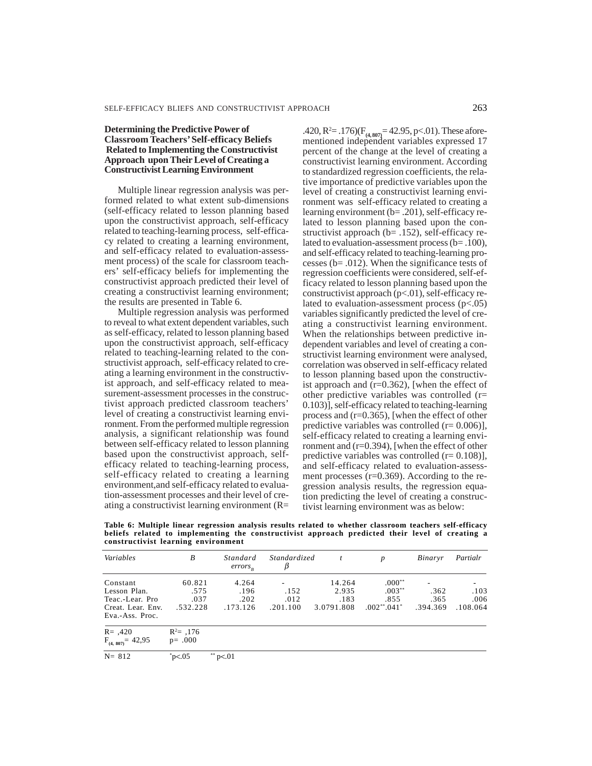### Determining the Predictive Power of Classroom Teachers' Self-efficacy Beliefs Related to Implementing the Constructivist Approach upon Their Level of Creating a Constructivist Learning Environment

Multiple linear regression analysis was performed related to what extent sub-dimensions (self-efficacy related to lesson planning based upon the constructivist approach, self-efficacy related to teaching-learning process, self-efficacy related to creating a learning environment, and self-efficacy related to evaluation-assessment process) of the scale for classroom teachers' self-efficacy beliefs for implementing the constructivist approach predicted their level of creating a constructivist learning environment; the results are presented in Table 6.

Multiple regression analysis was performed to reveal to what extent dependent variables, such as self-efficacy, related to lesson planning based upon the constructivist approach, self-efficacy related to teaching-learning related to the constructivist approach, self-efficacy related to creating a learning environment in the constructivist approach, and self-efficacy related to measurement-assessment processes in the constructivist approach predicted classroom teachers' level of creating a constructivist learning environment. From the performed multiple regression analysis, a significant relationship was found between self-efficacy related to lesson planning based upon the constructivist approach, self-efficacy related to teaching-learning process, self-efficacy related to creating a learning environment,and self-efficacy related to evaluation-assessment processes and their level of creating a constructivist learning environment (R= .420, $R^2$= .176)($F_{(4, 807)}$= 42.95, p<.01). These aforementioned independent variables expressed 17 percent of the change at the level of creating a constructivist learning environment. According to standardized regression coefficients, the relative importance of predictive variables upon the level of creating a constructivist learning environment was self-efficacy related to creating a learning environment (b= .201), self-efficacy related to lesson planning based upon the constructivist approach (b= .152), self-efficacy related to evaluation-assessment process (b= .100), and self-efficacy related to teaching-learning processes (b= .012). When the significance tests of regression coefficients were considered, self-efficacy related to lesson planning based upon the constructivist approach (p<.01), self-efficacy related to evaluation-assessment process (p<.05) variables significantly predicted the level of creating a constructivist learning environment. When the relationships between predictive independent variables and level of creating a constructivist learning environment were analysed, correlation was observed in self-efficacy related to lesson planning based upon the constructivist approach and (r=0.362), [when the effect of other predictive variables was controlled (r= 0.103)], self-efficacy related to teaching-learning process and (r=0.365), [when the effect of other predictive variables was controlled (r= 0.006)], self-efficacy related to creating a learning environment and (r=0.394), [when the effect of other predictive variables was controlled (r= 0.108)], and self-efficacy related to evaluation-assessment processes (r=0.369). According to the regression analysis results, the regression equation predicting the level of creating a constructivist learning environment was as below:

**Table 6: Multiple linear regression analysis results related to whether classroom teachers self-efficacy beliefs related to implementing the constructivist approach predicted their level of creating a constructivist learning environment**

| *Variables* | *B* | *Standard errors$_B$* | *Standardized β* | *t* | *p* | *Binaryr* | *Partialr* |
|---|---|---|---|---|---|---|---|
| Constant | 60.821 | 4.264 | - | 14.264 | .000** | - | - |
| Lesson Plan. | .575 | .196 | .152 | 2.935 | .003** | .362 | .103 |
| Teac.-Lear. Pro | .037 | .202 | .012 | .183 | .855 | .365 | .006 |
| Creat. Lear. Env. | .532.228 | .173.126 | .201.100 | 3.0791.808 | .002**.041* | .394.369 | .108.064 |
| Eva.-Ass. Proc. | | | | | | | |
| R= ,420 | $R^2$= ,176 | | | | | | |
| $F_{(4, 807)}$= 42,95 | p= .000 | | | | | | |
| N= 812 | *p<.05 | ** p<.01 | | | | | |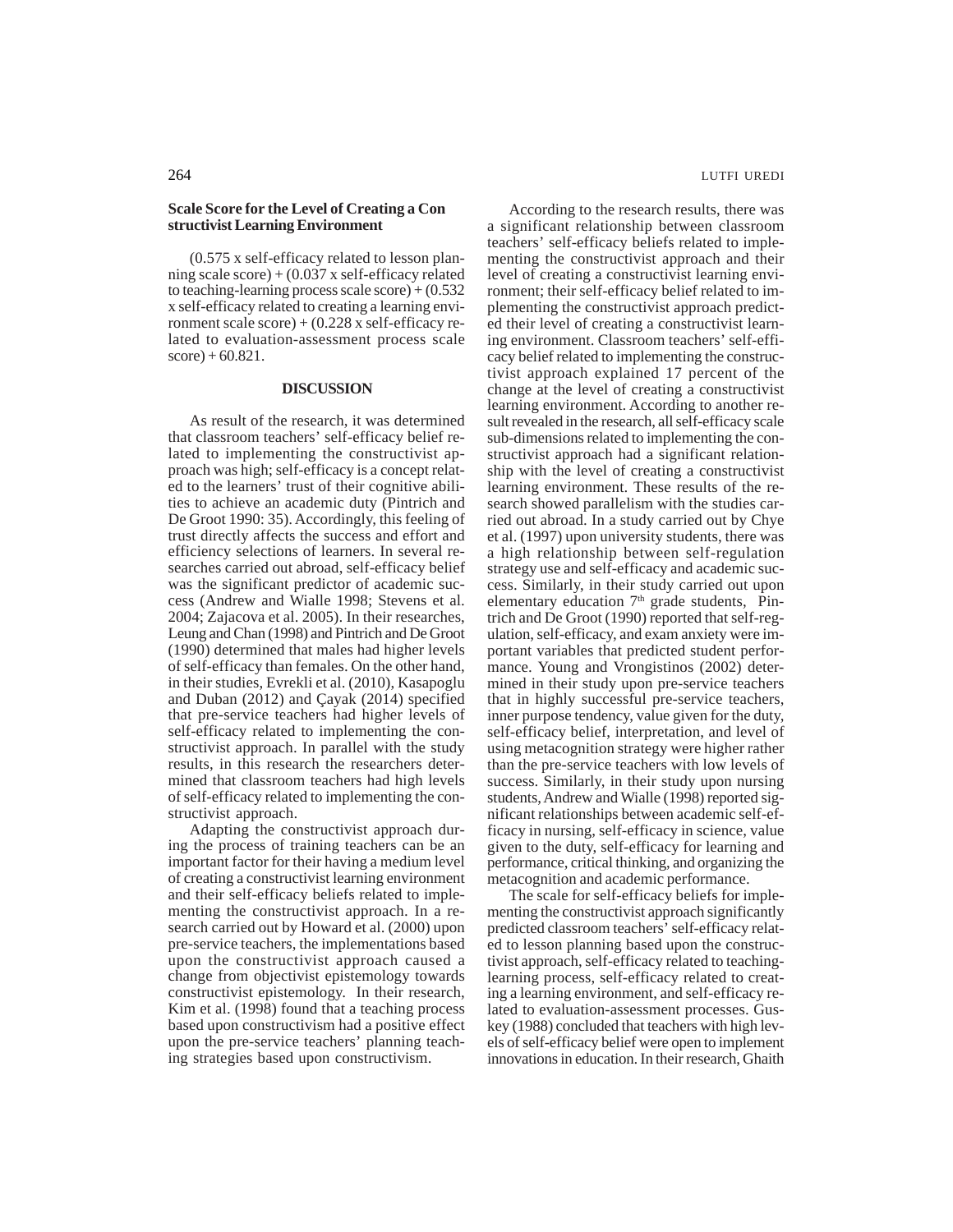**Scale Score for the Level of Creating a Constructivist Learning Environment**

(0.575 x self-efficacy related to lesson planning scale score) + (0.037 x self-efficacy related to teaching-learning process scale score) + (0.532 x self-efficacy related to creating a learning environment scale score) + (0.228 x self-efficacy related to evaluation-assessment process scale score) + 60.821.

## DISCUSSION

As result of the research, it was determined that classroom teachers' self-efficacy belief related to implementing the constructivist approach was high; self-efficacy is a concept related to the learners' trust of their cognitive abilities to achieve an academic duty (Pintrich and De Groot 1990: 35). Accordingly, this feeling of trust directly affects the success and effort and efficiency selections of learners. In several researches carried out abroad, self-efficacy belief was the significant predictor of academic success (Andrew and Wialle 1998; Stevens et al. 2004; Zajacova et al. 2005). In their researches, Leung and Chan (1998) and Pintrich and De Groot (1990) determined that males had higher levels of self-efficacy than females. On the other hand, in their studies, Evrekli et al. (2010), Kasapoglu and Duban (2012) and Çayak (2014) specified that pre-service teachers had higher levels of self-efficacy related to implementing the constructivist approach. In parallel with the study results, in this research the researchers determined that classroom teachers had high levels of self-efficacy related to implementing the constructivist approach.

Adapting the constructivist approach during the process of training teachers can be an important factor for their having a medium level of creating a constructivist learning environment and their self-efficacy beliefs related to implementing the constructivist approach. In a research carried out by Howard et al. (2000) upon pre-service teachers, the implementations based upon the constructivist approach caused a change from objectivist epistemology towards constructivist epistemology. In their research, Kim et al. (1998) found that a teaching process based upon constructivism had a positive effect upon the pre-service teachers' planning teaching strategies based upon constructivism.

According to the research results, there was a significant relationship between classroom teachers' self-efficacy beliefs related to implementing the constructivist approach and their level of creating a constructivist learning environment; their self-efficacy belief related to implementing the constructivist approach predicted their level of creating a constructivist learning environment. Classroom teachers' self-efficacy belief related to implementing the constructivist approach explained 17 percent of the change at the level of creating a constructivist learning environment. According to another result revealed in the research, all self-efficacy scale sub-dimensions related to implementing the constructivist approach had a significant relationship with the level of creating a constructivist learning environment. These results of the research showed parallelism with the studies carried out abroad. In a study carried out by Chye et al. (1997) upon university students, there was a high relationship between self-regulation strategy use and self-efficacy and academic success. Similarly, in their study carried out upon elementary education 7th grade students, Pintrich and De Groot (1990) reported that self-regulation, self-efficacy, and exam anxiety were important variables that predicted student performance. Young and Vrongistinos (2002) determined in their study upon pre-service teachers that in highly successful pre-service teachers, inner purpose tendency, value given for the duty, self-efficacy belief, interpretation, and level of using metacognition strategy were higher rather than the pre-service teachers with low levels of success. Similarly, in their study upon nursing students, Andrew and Wialle (1998) reported significant relationships between academic self-efficacy in nursing, self-efficacy in science, value given to the duty, self-efficacy for learning and performance, critical thinking, and organizing the metacognition and academic performance.

The scale for self-efficacy beliefs for implementing the constructivist approach significantly predicted classroom teachers' self-efficacy related to lesson planning based upon the constructivist approach, self-efficacy related to teaching-learning process, self-efficacy related to creating a learning environment, and self-efficacy related to evaluation-assessment processes. Guskey (1988) concluded that teachers with high levels of self-efficacy belief were open to implement innovations in education. In their research, Ghaith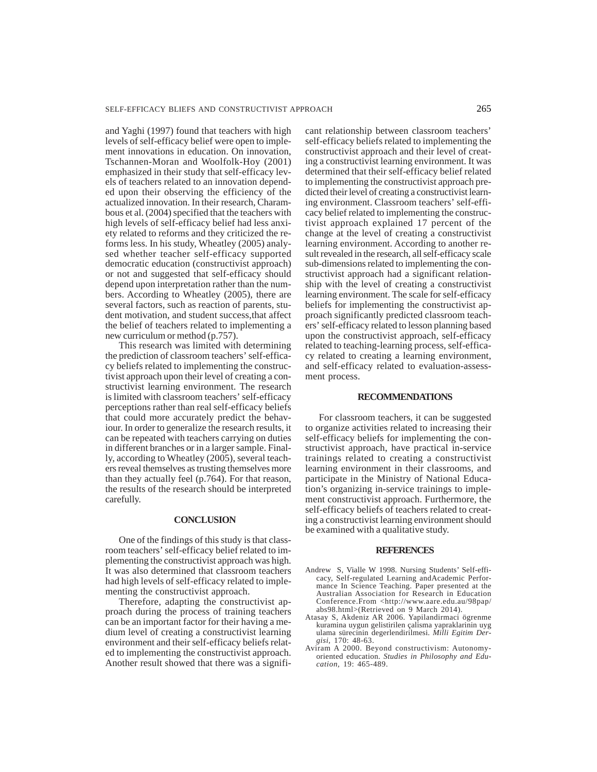and Yaghi (1997) found that teachers with high levels of self-efficacy belief were open to implement innovations in education. On innovation, Tschannen-Moran and Woolfolk-Hoy (2001) emphasized in their study that self-efficacy levels of teachers related to an innovation depended upon their observing the efficiency of the actualized innovation. In their research, Charambous et al. (2004) specified that the teachers with high levels of self-efficacy belief had less anxiety related to reforms and they criticized the reforms less. In his study, Wheatley (2005) analysed whether teacher self-efficacy supported democratic education (constructivist approach) or not and suggested that self-efficacy should depend upon interpretation rather than the numbers. According to Wheatley (2005), there are several factors, such as reaction of parents, student motivation, and student success,that affect the belief of teachers related to implementing a new curriculum or method (p.757).

This research was limited with determining the prediction of classroom teachers' self-efficacy beliefs related to implementing the constructivist approach upon their level of creating a constructivist learning environment. The research is limited with classroom teachers' self-efficacy perceptions rather than real self-efficacy beliefs that could more accurately predict the behaviour. In order to generalize the research results, it can be repeated with teachers carrying on duties in different branches or in a larger sample. Finally, according to Wheatley (2005), several teachers reveal themselves as trusting themselves more than they actually feel (p.764). For that reason, the results of the research should be interpreted carefully.

## CONCLUSION

One of the findings of this study is that classroom teachers' self-efficacy belief related to implementing the constructivist approach was high. It was also determined that classroom teachers had high levels of self-efficacy related to implementing the constructivist approach.

Therefore, adapting the constructivist approach during the process of training teachers can be an important factor for their having a medium level of creating a constructivist learning environment and their self-efficacy beliefs related to implementing the constructivist approach. Another result showed that there was a significant relationship between classroom teachers' self-efficacy beliefs related to implementing the constructivist approach and their level of creating a constructivist learning environment. It was determined that their self-efficacy belief related to implementing the constructivist approach predicted their level of creating a constructivist learning environment. Classroom teachers' self-efficacy belief related to implementing the constructivist approach explained 17 percent of the change at the level of creating a constructivist learning environment. According to another result revealed in the research, all self-efficacy scale sub-dimensions related to implementing the constructivist approach had a significant relationship with the level of creating a constructivist learning environment. The scale for self-efficacy beliefs for implementing the constructivist approach significantly predicted classroom teachers' self-efficacy related to lesson planning based upon the constructivist approach, self-efficacy related to teaching-learning process, self-efficacy related to creating a learning environment, and self-efficacy related to evaluation-assessment process.

## RECOMMENDATIONS

For classroom teachers, it can be suggested to organize activities related to increasing their self-efficacy beliefs for implementing the constructivist approach, have practical in-service trainings related to creating a constructivist learning environment in their classrooms, and participate in the Ministry of National Education's organizing in-service trainings to implement constructivist approach. Furthermore, the self-efficacy beliefs of teachers related to creating a constructivist learning environment should be examined with a qualitative study.

## REFERENCES

Andrew S, Vialle W 1998. Nursing Students' Self-efficacy, Self-regulated Learning andAcademic Performance In Science Teaching. Paper presented at the Australian Association for Research in Education Conference.From <http://www.aare.edu.au/98pap/abs98.html>(Retrieved on 9 March 2014).

Atasay S, Akdeniz AR 2006. Yapilandirmaci ögrenme kuramina uygun gelistirilen çalisma yapraklarinin uyg ulama sürecinin degerlendirilmesi. *Milli Egitim Dergisi,* 170: 48-63.

Aviram A 2000. Beyond constructivism: Autonomy-oriented education. *Studies in Philosophy and Education,* 19: 465-489.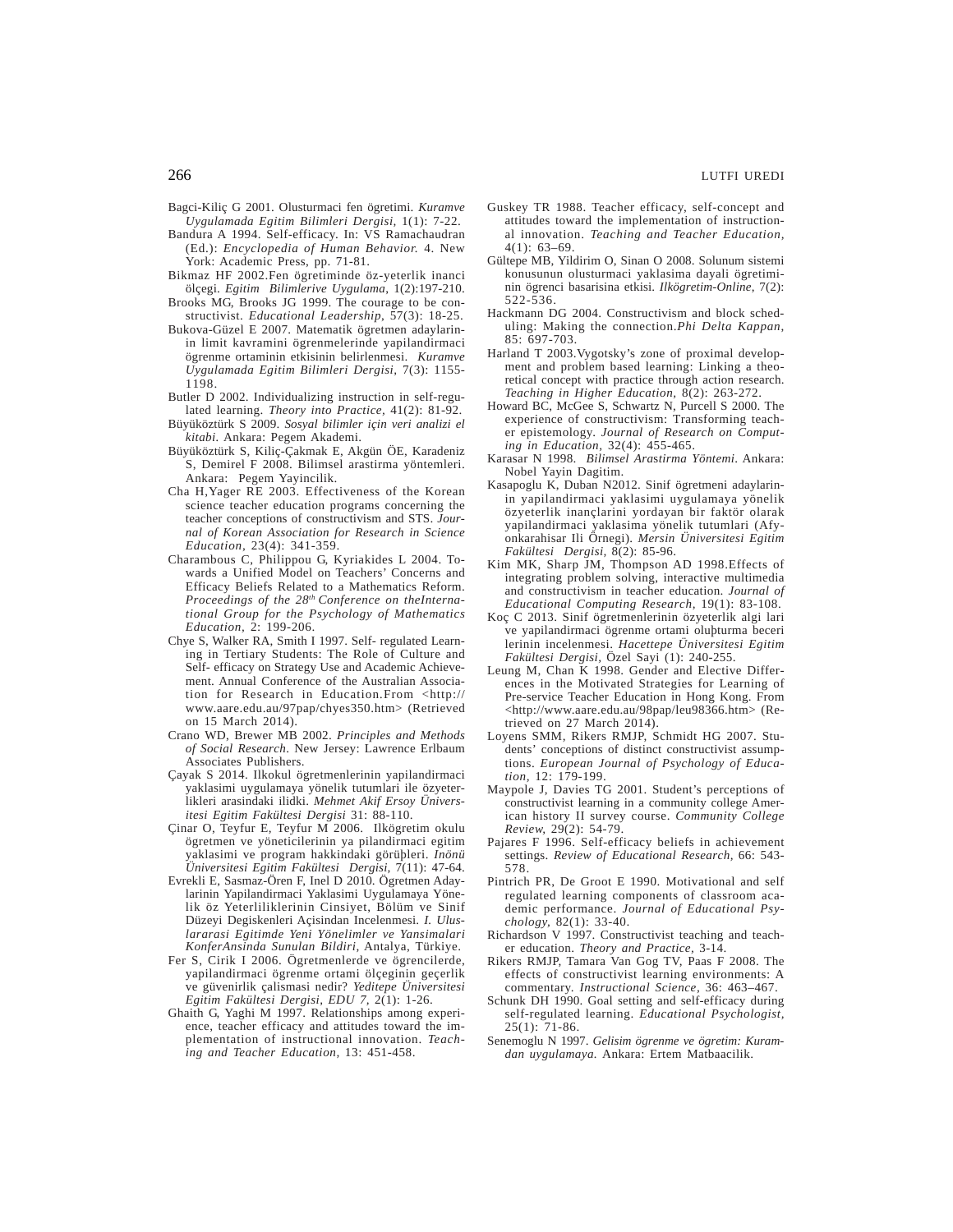Bagci-Kiliç G 2001. Olusturmaci fen ögretimi. *Kuramve Uygulamada Egitim Bilimleri Dergisi*, 1(1): 7-22.

Bandura A 1994. Self-efficacy. In: VS Ramachaudran (Ed.): *Encyclopedia of Human Behavior.* 4. New York: Academic Press, pp. 71-81.

Bikmaz HF 2002.Fen ögretiminde öz-yeterlik inanci ölçegi. *Egitim Bilimlerive Uygulama*, 1(2):197-210.

Brooks MG, Brooks JG 1999. The courage to be constructivist. *Educational Leadership*, 57(3): 18-25.

Bukova-Güzel E 2007. Matematik ögretmen adaylarinin limit kavramini ögrenmelerinde yapilandirmaci ögrenme ortaminin etkisinin belirlenmesi. *Kuramve Uygulamada Egitim Bilimleri Dergisi*, 7(3): 1155-1198.

Butler D 2002. Individualizing instruction in self-regulated learning. *Theory into Practice*, 41(2): 81-92.

Büyüköztürk S 2009. *Sosyal bilimler için veri analizi el kitabi*. Ankara: Pegem Akademi.

Büyüköztürk S, Kiliç-Çakmak E, Akgün ÖE, Karadeniz S, Demirel F 2008. Bilimsel arastirma yöntemleri. Ankara: Pegem Yayincilik.

Cha H,Yager RE 2003. Effectiveness of the Korean science teacher education programs concerning the teacher conceptions of constructivism and STS. *Journal of Korean Association for Research in Science Education*, 23(4): 341-359.

Charambous C, Philippou G, Kyriakides L 2004. Towards a Unified Model on Teachers' Concerns and Efficacy Beliefs Related to a Mathematics Reform. *Proceedings of the 28th Conference on theInternational Group for the Psychology of Mathematics Education*, 2: 199-206.

Chye S, Walker RA, Smith I 1997. Self- regulated Learning in Tertiary Students: The Role of Culture and Self- efficacy on Strategy Use and Academic Achievement. Annual Conference of the Australian Association for Research in Education.From <http://www.aare.edu.au/97pap/chyes350.htm> (Retrieved on 15 March 2014).

Crano WD, Brewer MB 2002. *Principles and Methods of Social Research*. New Jersey: Lawrence Erlbaum Associates Publishers.

Çayak S 2014. Ilkokul ögretmenlerinin yapilandirmaci yaklasimi uygulamaya yönelik tutumlari ile özyeterlikleri arasindaki ilidki. *Mehmet Akif Ersoy Üniversitesi Egitim Fakültesi Dergisi* 31: 88-110.

Çinar O, Teyfur E, Teyfur M 2006. Ilkögretim okulu ögretmen ve yöneticilerinin ya pilandirmaci egitim yaklasimi ve program hakkindaki görüþleri. *Inönü Üniversitesi Egitim Fakültesi Dergisi*, 7(11): 47-64.

Evrekli E, Sasmaz-Ören F, Inel D 2010. Ögretmen Adaylarinin Yapilandirmaci Yaklasimi Uygulamaya Yönelik öz Yeterliliklerinin Cinsiyet, Bölüm ve Sinif Düzeyi Degiskenleri Açisindan Incelenmesi. *I. Uluslararasi Egitimde Yeni Yönelimler ve Yansimalari KonferAnsinda Sunulan Bildiri*, Antalya, Türkiye.

Fer S, Cirik I 2006. Ögretmenlerde ve ögrencilerde, yapilandirmaci ögrenme ortami ölçeginin geçerlik ve güvenirlik çalismasi nedir? *Yeditepe Üniversitesi Egitim Fakültesi Dergisi, EDU 7*, 2(1): 1-26.

Ghaith G, Yaghi M 1997. Relationships among experience, teacher efficacy and attitudes toward the implementation of instructional innovation. *Teaching and Teacher Education*, 13: 451-458.

Guskey TR 1988. Teacher efficacy, self-concept and attitudes toward the implementation of instructional innovation. *Teaching and Teacher Education*, 4(1): 63–69.

Gültepe MB, Yildirim O, Sinan O 2008. Solunum sistemi konusunun olusturmaci yaklasima dayali ögretiminin ögrenci basarisina etkisi. *Ilkögretim-Online*, 7(2): 522-536.

Hackmann DG 2004. Constructivism and block scheduling: Making the connection.*Phi Delta Kappan*, 85: 697-703.

Harland T 2003.Vygotsky's zone of proximal development and problem based learning: Linking a theoretical concept with practice through action research. *Teaching in Higher Education*, 8(2): 263-272.

Howard BC, McGee S, Schwartz N, Purcell S 2000. The experience of constructivism: Transforming teacher epistemology. *Journal of Research on Computing in Education*, 32(4): 455-465.

Karasar N 1998. *Bilimsel Arastirma Yöntemi*. Ankara: Nobel Yayin Dagitim.

Kasapoglu K, Duban N2012. Sinif ögretmeni adaylarinin yapilandirmaci yaklasimi uygulamaya yönelik özyeterlik inançlarini yordayan bir faktör olarak yapilandirmaci yaklasima yönelik tutumlari (Afyonkarahisar Ili Örnegi). *Mersin Üniversitesi Egitim Fakültesi Dergisi*, 8(2): 85-96.

Kim MK, Sharp JM, Thompson AD 1998.Effects of integrating problem solving, interactive multimedia and constructivism in teacher education. *Journal of Educational Computing Research*, 19(1): 83-108.

Koç C 2013. Sinif ögretmenlerinin özyeterlik algi lari ve yapilandirmaci ögrenme ortami oluþturma beceri lerinin incelenmesi. *Hacettepe Üniversitesi Egitim Fakültesi Dergisi*, Özel Sayi (1): 240-255.

Leung M, Chan K 1998. Gender and Elective Differences in the Motivated Strategies for Learning of Pre-service Teacher Education in Hong Kong. From <http://www.aare.edu.au/98pap/leu98366.htm> (Retrieved on 27 March 2014).

Loyens SMM, Rikers RMJP, Schmidt HG 2007. Students' conceptions of distinct constructivist assumptions. *European Journal of Psychology of Education*, 12: 179-199.

Maypole J, Davies TG 2001. Student's perceptions of constructivist learning in a community college American history II survey course. *Community College Review*, 29(2): 54-79.

Pajares F 1996. Self-efficacy beliefs in achievement settings. *Review of Educational Research*, 66: 543-578.

Pintrich PR, De Groot E 1990. Motivational and self regulated learning components of classroom academic performance. *Journal of Educational Psychology*, 82(1): 33-40.

Richardson V 1997. Constructivist teaching and teacher education. *Theory and Practice*, 3-14.

Rikers RMJP, Tamara Van Gog TV, Paas F 2008. The effects of constructivist learning environments: A commentary. *Instructional Science*, 36: 463–467.

Schunk DH 1990. Goal setting and self-efficacy during self-regulated learning. *Educational Psychologist*, 25(1): 71-86.

Senemoglu N 1997. *Gelisim ögrenme ve ögretim: Kuramdan uygulamaya.* Ankara: Ertem Matbaacilik.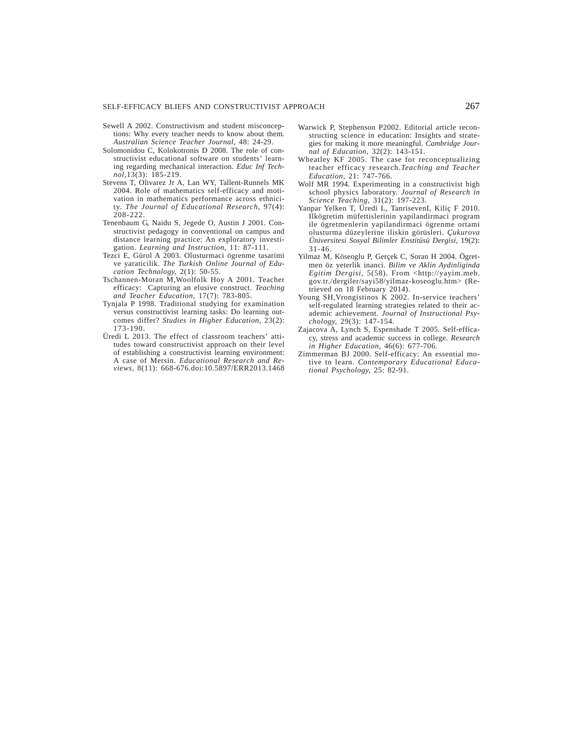Sewell A 2002. Constructivism and student misconceptions: Why every teacher needs to know about them. *Australian Science Teacher Journal,* 48: 24-29.

Solomonidou C, Kolokotronis D 2008. The role of constructivist educational software on students' learning regarding mechanical interaction. *Educ Inf Technol,*13(3): 185-219.

Stevens T, Olivarez Jr A, Lan WY, Tallent-Runnels MK 2004. Role of mathematics self-efficacy and motivation in mathematics performance across ethnicity. *The Journal of Educational Research,* 97(4): 208-222.

Tenenbaum G, Naidu S, Jegede O, Austin J 2001. Constructivist pedagogy in conventional on campus and distance learning practice: An exploratory investigation. *Learning and Instruction,* 11: 87-111.

Tezci E, Gürol A 2003. Olusturmaci ögrenme tasarimi ve yaraticilik. *The Turkish Online Journal of Education Technology,* 2(1): 50-55.

Tschannen-Moran M,Woolfolk Hoy A 2001. Teacher efficacy: Capturing an elusive construct. *Teaching and Teacher Education,* 17(7): 783-805.

Tynjala P 1998. Traditional studying for examination versus constructivist learning tasks: Do learning outcomes differ? *Studies in Higher Education,* 23(2): 173-190.

Üredi L 2013. The effect of classroom teachers' attitudes toward constructivist approach on their level of establishing a constructivist learning environment: A case of Mersin. *Educational Research and Reviews,* 8(11): 668-676.doi:10.5897/ERR2013.1468

Warwick P, Stephenson P2002. Editorial article reconstructing science in education: Insights and strategies for making it more meaningful. *Cambridge Journal of Education,* 32(2): 143-151.

Wheatley KF 2005. The case for reconceptualizing teacher efficacy research.*Teaching and Teacher Education,* 21: 747-766.

Wolf MR 1994. Experimenting in a constructivist high school physics laboratory. *Journal of Research in Science Teaching,* 31(2): 197-223.

Yanpar Yelken T, Üredi L, TanrisevenI, Kiliç F 2010. Ilkögretim müfettislerinin yapilandirmaci program ile ögretmenlerin yapilandirmaci ögrenme ortami olusturma düzeylerine iliskin görüsleri. *Çukurova Üniversitesi Sosyal Bilimler Enstitüsü Dergisi,* 19(2): 31-46.

Yilmaz M, Köseoglu P, Gerçek C, Soran H 2004. Ögretmen öz yeterlik inanci. *Bilim ve Aklin Aydinliginda Egitim Dergisi,* 5(58). From <http://yayim.meb.gov.tr./dergiler/sayi58/yilmaz-koseoglu.htm> (Retrieved on 18 February 2014).

Young SH,Vrongistinos K 2002. In-service teachers' self-regulated learning strategies related to their academic achievement. *Journal of Instructional Psychology,* 29(3): 147-154.

Zajacova A, Lynch S, Espenshade T 2005. Self-efficacy, stress and academic success in college. *Research in Higher Education,* 46(6): 677-706.

Zimmerman BJ 2000. Self-efficacy: An essential motive to learn. *Contemporary Educational Educational Psychology,* 25: 82-91.